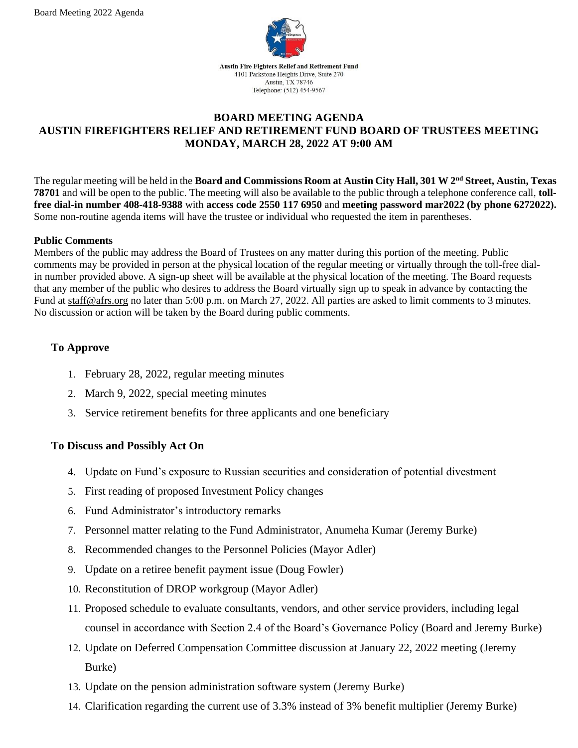Austin Fire Fighters Relief and Retirement Fund
4101 Parkstone Heights Drive, Suite 270
Austin, TX 78746
Telephone: (512) 454-9567

# BOARD MEETING AGENDA
# AUSTIN FIREFIGHTERS RELIEF AND RETIREMENT FUND BOARD OF TRUSTEES MEETING
# MONDAY, MARCH 28, 2022 AT 9:00 AM

The regular meeting will be held in the **Board and Commissions Room at Austin City Hall, 301 W 2nd Street, Austin, Texas 78701** and will be open to the public. The meeting will also be available to the public through a telephone conference call, **toll-free dial-in number 408-418-9388** with **access code 2550 117 6950** and **meeting password mar2022 (by phone 6272022).** Some non-routine agenda items will have the trustee or individual who requested the item in parentheses.

**Public Comments**
Members of the public may address the Board of Trustees on any matter during this portion of the meeting. Public comments may be provided in person at the physical location of the regular meeting or virtually through the toll-free dial-in number provided above. A sign-up sheet will be available at the physical location of the meeting. The Board requests that any member of the public who desires to address the Board virtually sign up to speak in advance by contacting the Fund at staff@afrs.org no later than 5:00 p.m. on March 27, 2022. All parties are asked to limit comments to 3 minutes. No discussion or action will be taken by the Board during public comments.

## To Approve

1. February 28, 2022, regular meeting minutes
2. March 9, 2022, special meeting minutes
3. Service retirement benefits for three applicants and one beneficiary

## To Discuss and Possibly Act On

4. Update on Fund's exposure to Russian securities and consideration of potential divestment
5. First reading of proposed Investment Policy changes
6. Fund Administrator's introductory remarks
7. Personnel matter relating to the Fund Administrator, Anumeha Kumar (Jeremy Burke)
8. Recommended changes to the Personnel Policies (Mayor Adler)
9. Update on a retiree benefit payment issue (Doug Fowler)
10. Reconstitution of DROP workgroup (Mayor Adler)
11. Proposed schedule to evaluate consultants, vendors, and other service providers, including legal counsel in accordance with Section 2.4 of the Board's Governance Policy (Board and Jeremy Burke)
12. Update on Deferred Compensation Committee discussion at January 22, 2022 meeting (Jeremy Burke)
13. Update on the pension administration software system (Jeremy Burke)
14. Clarification regarding the current use of 3.3% instead of 3% benefit multiplier (Jeremy Burke)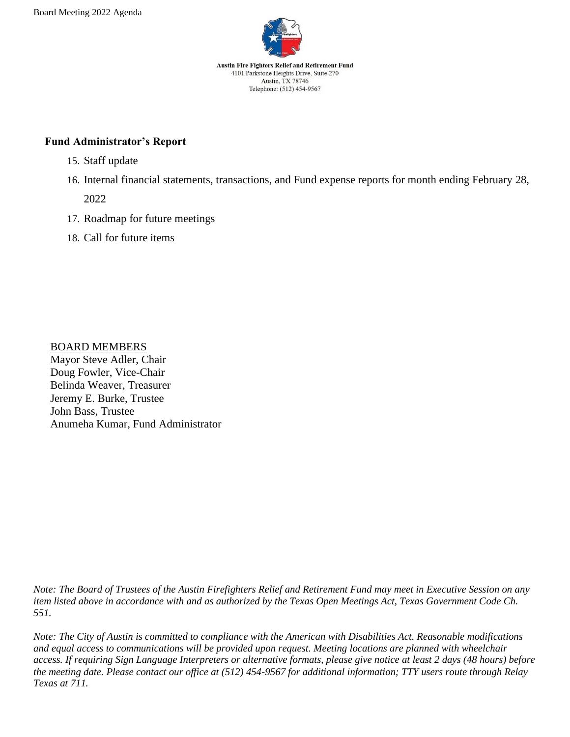Austin Fire Fighters Relief and Retirement Fund
4101 Parkstone Heights Drive, Suite 270
Austin, TX 78746
Telephone: (512) 454-9567

**Fund Administrator's Report**

15. Staff update
16. Internal financial statements, transactions, and Fund expense reports for month ending February 28, 2022
17. Roadmap for future meetings
18. Call for future items

BOARD MEMBERS
Mayor Steve Adler, Chair
Doug Fowler, Vice-Chair
Belinda Weaver, Treasurer
Jeremy E. Burke, Trustee
John Bass, Trustee
Anumeha Kumar, Fund Administrator

*Note: The Board of Trustees of the Austin Firefighters Relief and Retirement Fund may meet in Executive Session on any item listed above in accordance with and as authorized by the Texas Open Meetings Act, Texas Government Code Ch. 551.*

*Note: The City of Austin is committed to compliance with the American with Disabilities Act. Reasonable modifications and equal access to communications will be provided upon request. Meeting locations are planned with wheelchair access. If requiring Sign Language Interpreters or alternative formats, please give notice at least 2 days (48 hours) before the meeting date. Please contact our office at (512) 454-9567 for additional information; TTY users route through Relay Texas at 711.*